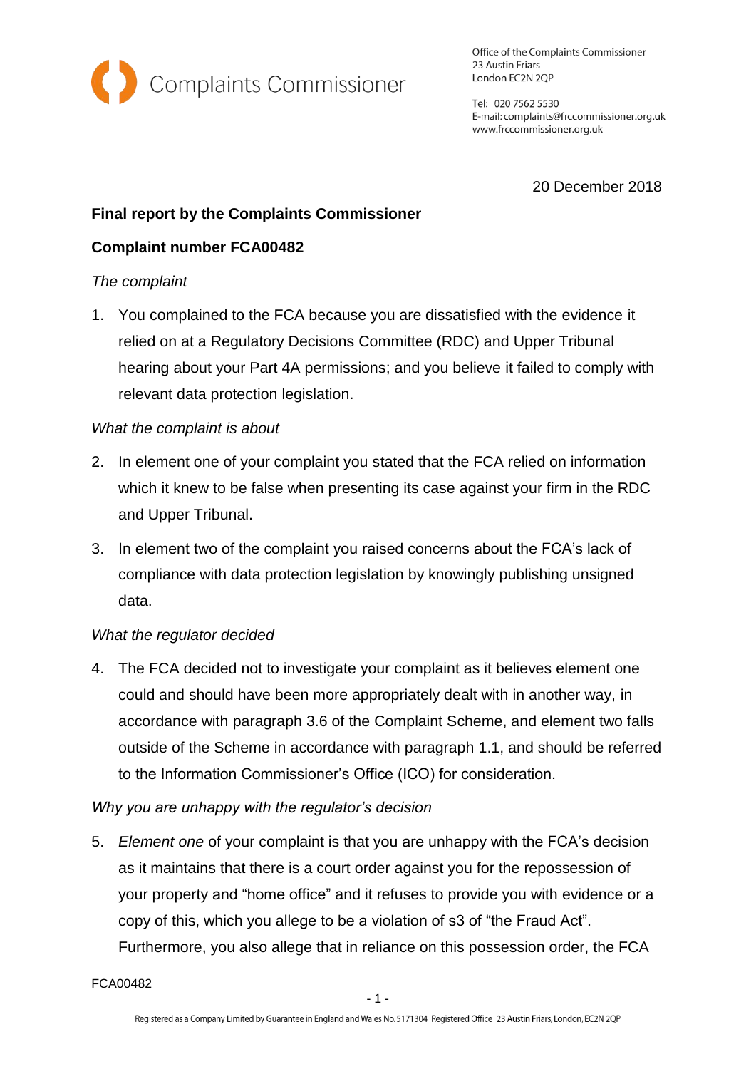Complaints Commissioner

Office of the Complaints Commissioner
23 Austin Friars
London EC2N 2QP

Tel: 020 7562 5530
E-mail: complaints@frccommissioner.org.uk
www.frccommissioner.org.uk

20 December 2018

**Final report by the Complaints Commissioner**

**Complaint number FCA00482**

*The complaint*

1. You complained to the FCA because you are dissatisfied with the evidence it relied on at a Regulatory Decisions Committee (RDC) and Upper Tribunal hearing about your Part 4A permissions; and you believe it failed to comply with relevant data protection legislation.

*What the complaint is about*

2. In element one of your complaint you stated that the FCA relied on information which it knew to be false when presenting its case against your firm in the RDC and Upper Tribunal.
3. In element two of the complaint you raised concerns about the FCA's lack of compliance with data protection legislation by knowingly publishing unsigned data.

*What the regulator decided*

4. The FCA decided not to investigate your complaint as it believes element one could and should have been more appropriately dealt with in another way, in accordance with paragraph 3.6 of the Complaint Scheme, and element two falls outside of the Scheme in accordance with paragraph 1.1, and should be referred to the Information Commissioner's Office (ICO) for consideration.

*Why you are unhappy with the regulator's decision*

5. *Element one* of your complaint is that you are unhappy with the FCA's decision as it maintains that there is a court order against you for the repossession of your property and "home office" and it refuses to provide you with evidence or a copy of this, which you allege to be a violation of s3 of "the Fraud Act". Furthermore, you also allege that in reliance on this possession order, the FCA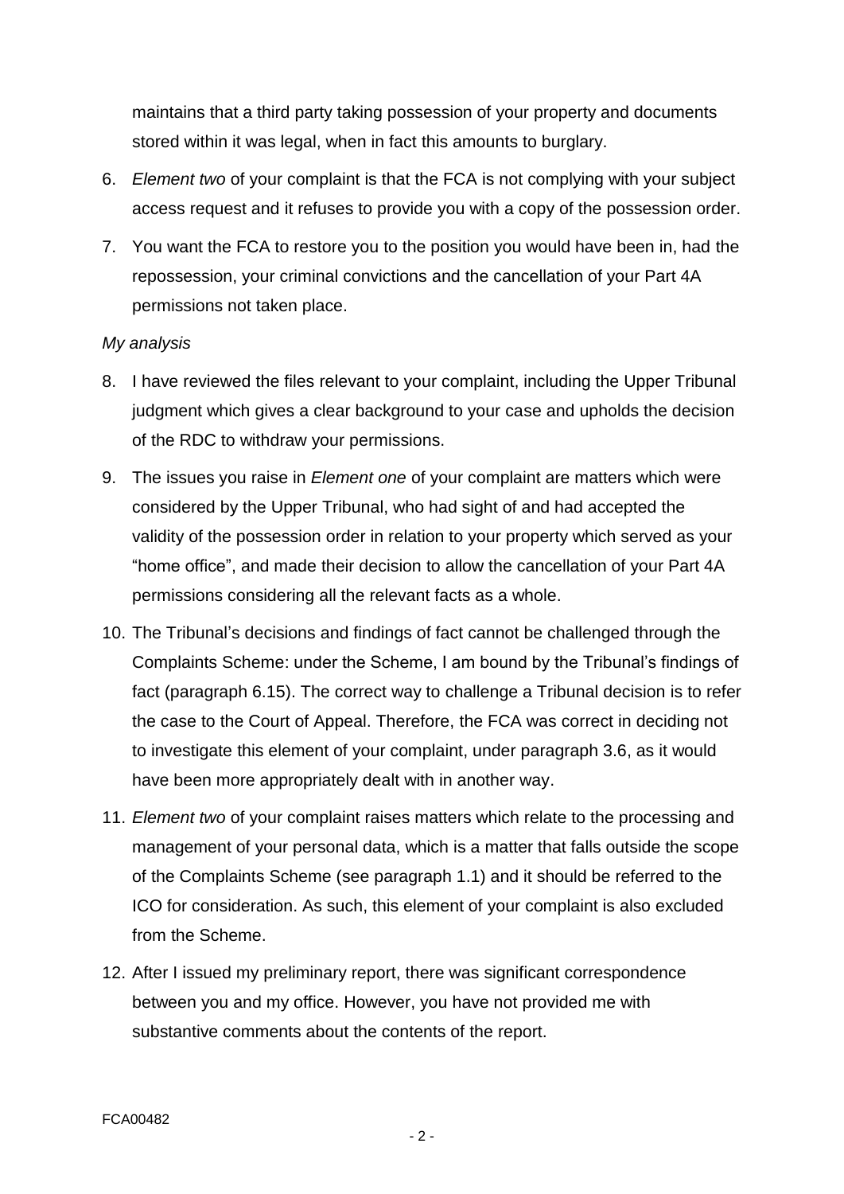maintains that a third party taking possession of your property and documents stored within it was legal, when in fact this amounts to burglary.

6. *Element two* of your complaint is that the FCA is not complying with your subject access request and it refuses to provide you with a copy of the possession order.
7. You want the FCA to restore you to the position you would have been in, had the repossession, your criminal convictions and the cancellation of your Part 4A permissions not taken place.

*My analysis*

8. I have reviewed the files relevant to your complaint, including the Upper Tribunal judgment which gives a clear background to your case and upholds the decision of the RDC to withdraw your permissions.
9. The issues you raise in *Element one* of your complaint are matters which were considered by the Upper Tribunal, who had sight of and had accepted the validity of the possession order in relation to your property which served as your "home office", and made their decision to allow the cancellation of your Part 4A permissions considering all the relevant facts as a whole.
10. The Tribunal's decisions and findings of fact cannot be challenged through the Complaints Scheme: under the Scheme, I am bound by the Tribunal's findings of fact (paragraph 6.15). The correct way to challenge a Tribunal decision is to refer the case to the Court of Appeal. Therefore, the FCA was correct in deciding not to investigate this element of your complaint, under paragraph 3.6, as it would have been more appropriately dealt with in another way.
11. *Element two* of your complaint raises matters which relate to the processing and management of your personal data, which is a matter that falls outside the scope of the Complaints Scheme (see paragraph 1.1) and it should be referred to the ICO for consideration. As such, this element of your complaint is also excluded from the Scheme.
12. After I issued my preliminary report, there was significant correspondence between you and my office. However, you have not provided me with substantive comments about the contents of the report.

FCA00482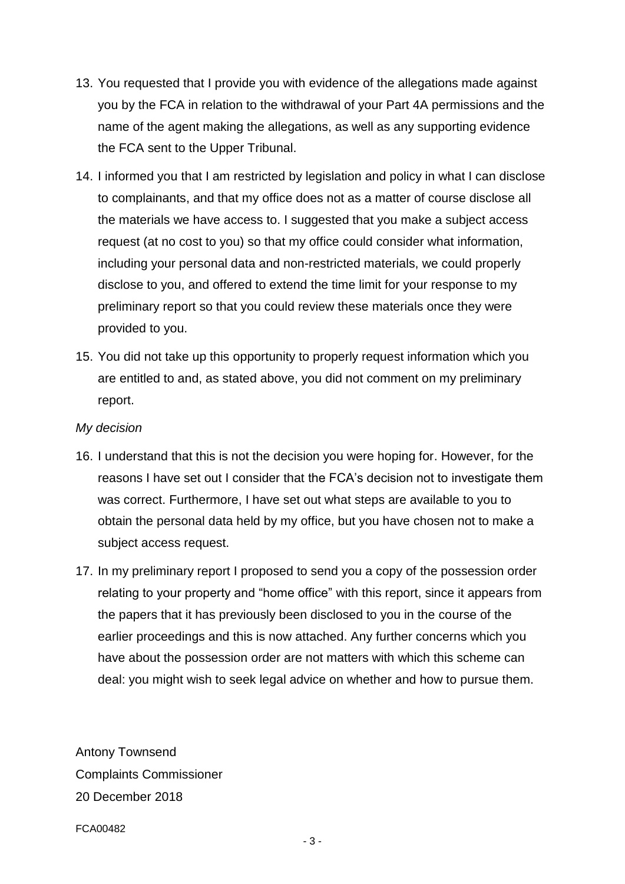13. You requested that I provide you with evidence of the allegations made against you by the FCA in relation to the withdrawal of your Part 4A permissions and the name of the agent making the allegations, as well as any supporting evidence the FCA sent to the Upper Tribunal.

14. I informed you that I am restricted by legislation and policy in what I can disclose to complainants, and that my office does not as a matter of course disclose all the materials we have access to. I suggested that you make a subject access request (at no cost to you) so that my office could consider what information, including your personal data and non-restricted materials, we could properly disclose to you, and offered to extend the time limit for your response to my preliminary report so that you could review these materials once they were provided to you.

15. You did not take up this opportunity to properly request information which you are entitled to and, as stated above, you did not comment on my preliminary report.

*My decision*

16. I understand that this is not the decision you were hoping for. However, for the reasons I have set out I consider that the FCA's decision not to investigate them was correct. Furthermore, I have set out what steps are available to you to obtain the personal data held by my office, but you have chosen not to make a subject access request.

17. In my preliminary report I proposed to send you a copy of the possession order relating to your property and "home office" with this report, since it appears from the papers that it has previously been disclosed to you in the course of the earlier proceedings and this is now attached. Any further concerns which you have about the possession order are not matters with which this scheme can deal: you might wish to seek legal advice on whether and how to pursue them.

Antony Townsend
Complaints Commissioner
20 December 2018

FCA00482